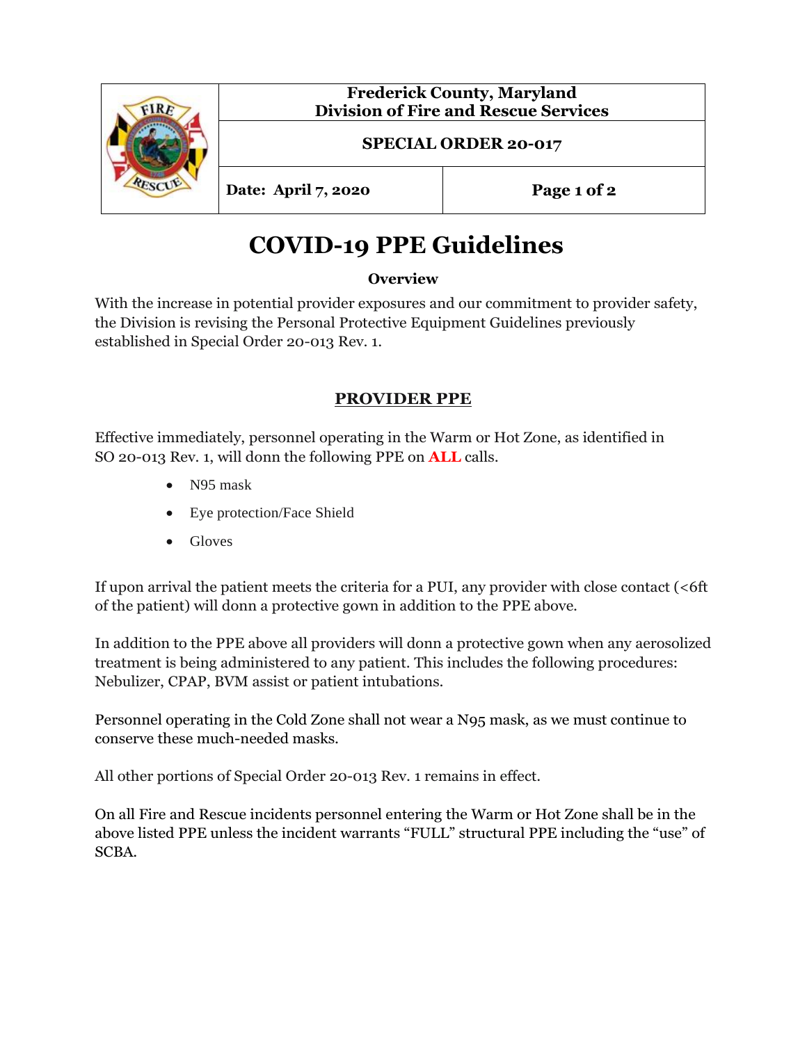| Frederick County, Maryland<br>Division of Fire and Rescue Services | |
|---|---|
| **SPECIAL ORDER 20-017** | |
| **Date: April 7, 2020** | **Page 1 of 2** |

# COVID-19 PPE Guidelines

**Overview**

With the increase in potential provider exposures and our commitment to provider safety, the Division is revising the Personal Protective Equipment Guidelines previously established in Special Order 20-013 Rev. 1.

## PROVIDER PPE

Effective immediately, personnel operating in the Warm or Hot Zone, as identified in SO 20-013 Rev. 1, will donn the following PPE on **ALL** calls.

- N95 mask
- Eye protection/Face Shield
- Gloves

If upon arrival the patient meets the criteria for a PUI, any provider with close contact (<6ft of the patient) will donn a protective gown in addition to the PPE above.

In addition to the PPE above all providers will donn a protective gown when any aerosolized treatment is being administered to any patient. This includes the following procedures: Nebulizer, CPAP, BVM assist or patient intubations.

Personnel operating in the Cold Zone shall not wear a N95 mask, as we must continue to conserve these much-needed masks.

All other portions of Special Order 20-013 Rev. 1 remains in effect.

On all Fire and Rescue incidents personnel entering the Warm or Hot Zone shall be in the above listed PPE unless the incident warrants "FULL" structural PPE including the "use" of SCBA.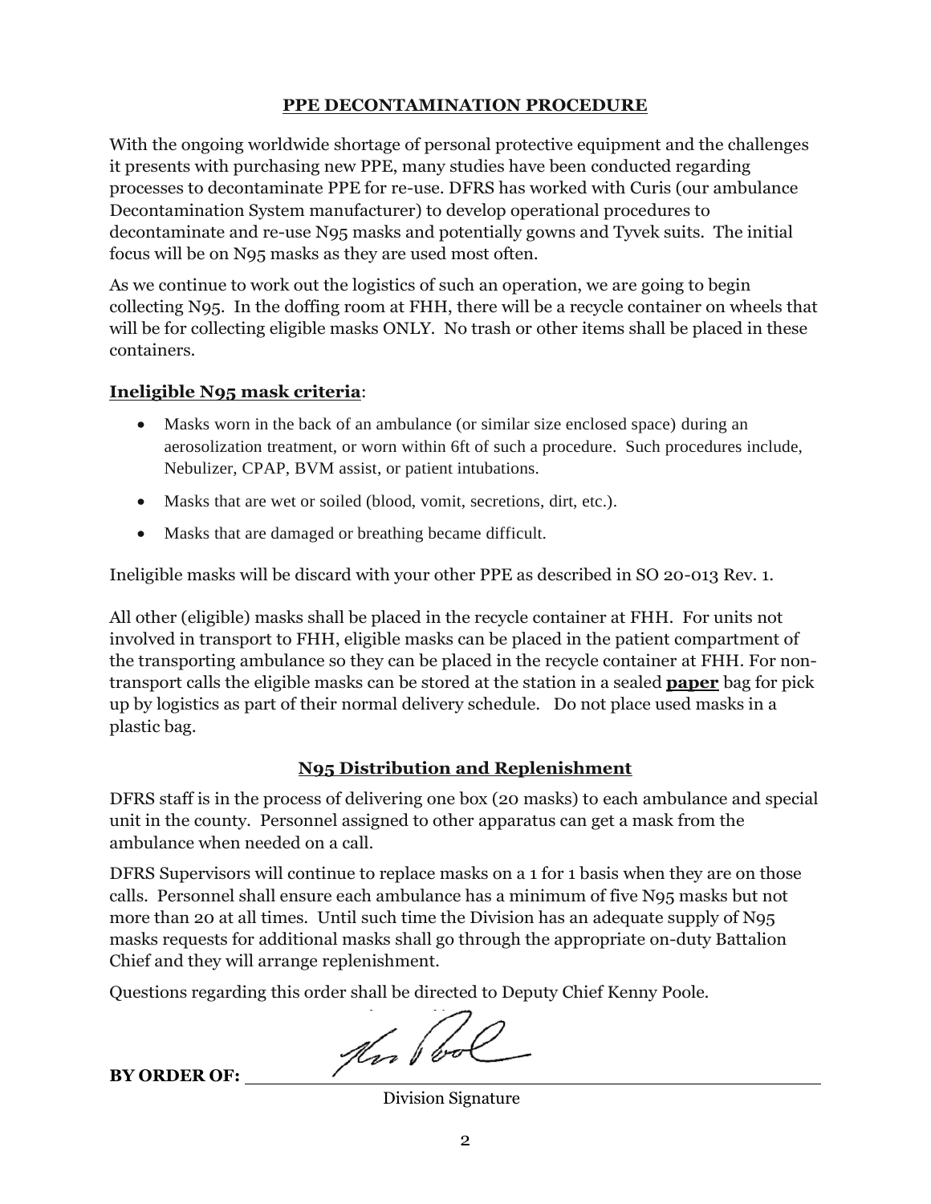## PPE DECONTAMINATION PROCEDURE

With the ongoing worldwide shortage of personal protective equipment and the challenges it presents with purchasing new PPE, many studies have been conducted regarding processes to decontaminate PPE for re-use. DFRS has worked with Curis (our ambulance Decontamination System manufacturer) to develop operational procedures to decontaminate and re-use N95 masks and potentially gowns and Tyvek suits. The initial focus will be on N95 masks as they are used most often.

As we continue to work out the logistics of such an operation, we are going to begin collecting N95. In the doffing room at FHH, there will be a recycle container on wheels that will be for collecting eligible masks ONLY. No trash or other items shall be placed in these containers.

### Ineligible N95 mask criteria:

- Masks worn in the back of an ambulance (or similar size enclosed space) during an aerosolization treatment, or worn within 6ft of such a procedure. Such procedures include, Nebulizer, CPAP, BVM assist, or patient intubations.
- Masks that are wet or soiled (blood, vomit, secretions, dirt, etc.).
- Masks that are damaged or breathing became difficult.

Ineligible masks will be discard with your other PPE as described in SO 20-013 Rev. 1.

All other (eligible) masks shall be placed in the recycle container at FHH. For units not involved in transport to FHH, eligible masks can be placed in the patient compartment of the transporting ambulance so they can be placed in the recycle container at FHH. For non-transport calls the eligible masks can be stored at the station in a sealed **paper** bag for pick up by logistics as part of their normal delivery schedule. Do not place used masks in a plastic bag.

## N95 Distribution and Replenishment

DFRS staff is in the process of delivering one box (20 masks) to each ambulance and special unit in the county. Personnel assigned to other apparatus can get a mask from the ambulance when needed on a call.

DFRS Supervisors will continue to replace masks on a 1 for 1 basis when they are on those calls. Personnel shall ensure each ambulance has a minimum of five N95 masks but not more than 20 at all times. Until such time the Division has an adequate supply of N95 masks requests for additional masks shall go through the appropriate on-duty Battalion Chief and they will arrange replenishment.

Questions regarding this order shall be directed to Deputy Chief Kenny Poole.

**BY ORDER OF:** ______________________

Division Signature